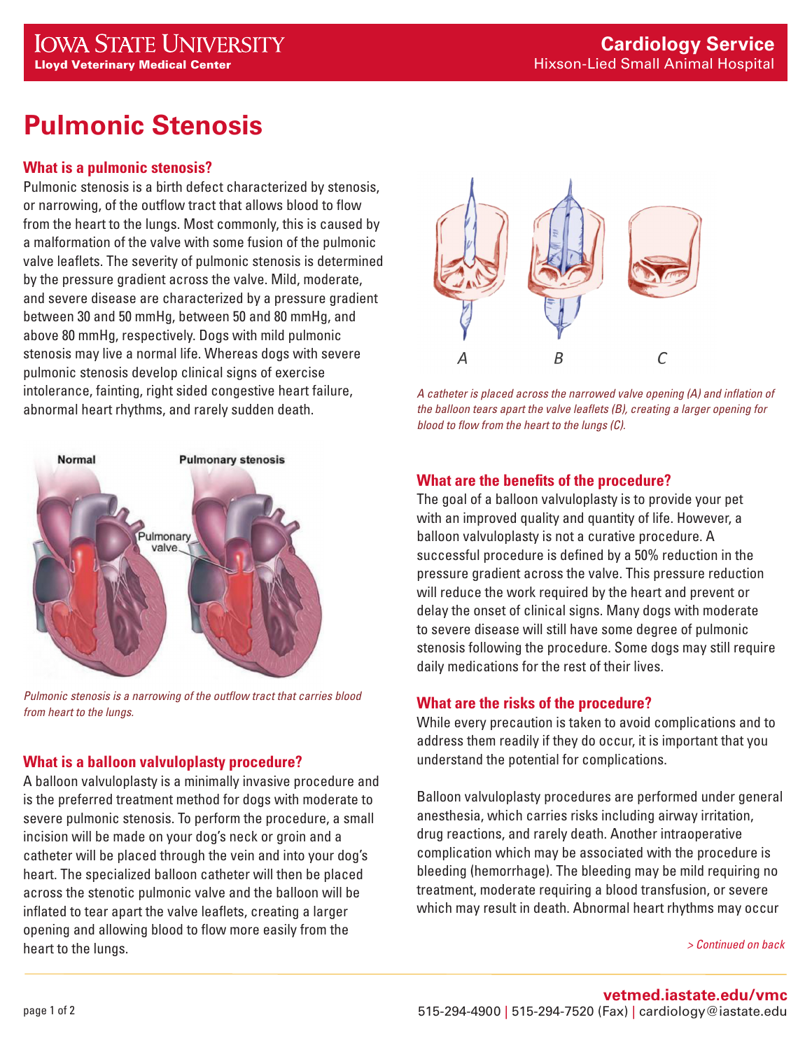# Pulmonic Stenosis

## What is a pulmonic stenosis?

Pulmonic stenosis is a birth defect characterized by stenosis, or narrowing, of the outflow tract that allows blood to flow from the heart to the lungs. Most commonly, this is caused by a malformation of the valve with some fusion of the pulmonic valve leaflets. The severity of pulmonic stenosis is determined by the pressure gradient across the valve. Mild, moderate, and severe disease are characterized by a pressure gradient between 30 and 50 mmHg, between 50 and 80 mmHg, and above 80 mmHg, respectively. Dogs with mild pulmonic stenosis may live a normal life. Whereas dogs with severe pulmonic stenosis develop clinical signs of exercise intolerance, fainting, right sided congestive heart failure, abnormal heart rhythms, and rarely sudden death.

*Pulmonic stenosis is a narrowing of the outflow tract that carries blood from heart to the lungs.*

## What is a balloon valvuloplasty procedure?

A balloon valvuloplasty is a minimally invasive procedure and is the preferred treatment method for dogs with moderate to severe pulmonic stenosis. To perform the procedure, a small incision will be made on your dog's neck or groin and a catheter will be placed through the vein and into your dog's heart. The specialized balloon catheter will then be placed across the stenotic pulmonic valve and the balloon will be inflated to tear apart the valve leaflets, creating a larger opening and allowing blood to flow more easily from the heart to the lungs.

*A catheter is placed across the narrowed valve opening (A) and inflation of the balloon tears apart the valve leaflets (B), creating a larger opening for blood to flow from the heart to the lungs (C).*

## What are the benefits of the procedure?

The goal of a balloon valvuloplasty is to provide your pet with an improved quality and quantity of life. However, a balloon valvuloplasty is not a curative procedure. A successful procedure is defined by a 50% reduction in the pressure gradient across the valve. This pressure reduction will reduce the work required by the heart and prevent or delay the onset of clinical signs. Many dogs with moderate to severe disease will still have some degree of pulmonic stenosis following the procedure. Some dogs may still require daily medications for the rest of their lives.

## What are the risks of the procedure?

While every precaution is taken to avoid complications and to address them readily if they do occur, it is important that you understand the potential for complications.

Balloon valvuloplasty procedures are performed under general anesthesia, which carries risks including airway irritation, drug reactions, and rarely death. Another intraoperative complication which may be associated with the procedure is bleeding (hemorrhage). The bleeding may be mild requiring no treatment, moderate requiring a blood transfusion, or severe which may result in death. Abnormal heart rhythms may occur

*> Continued on back*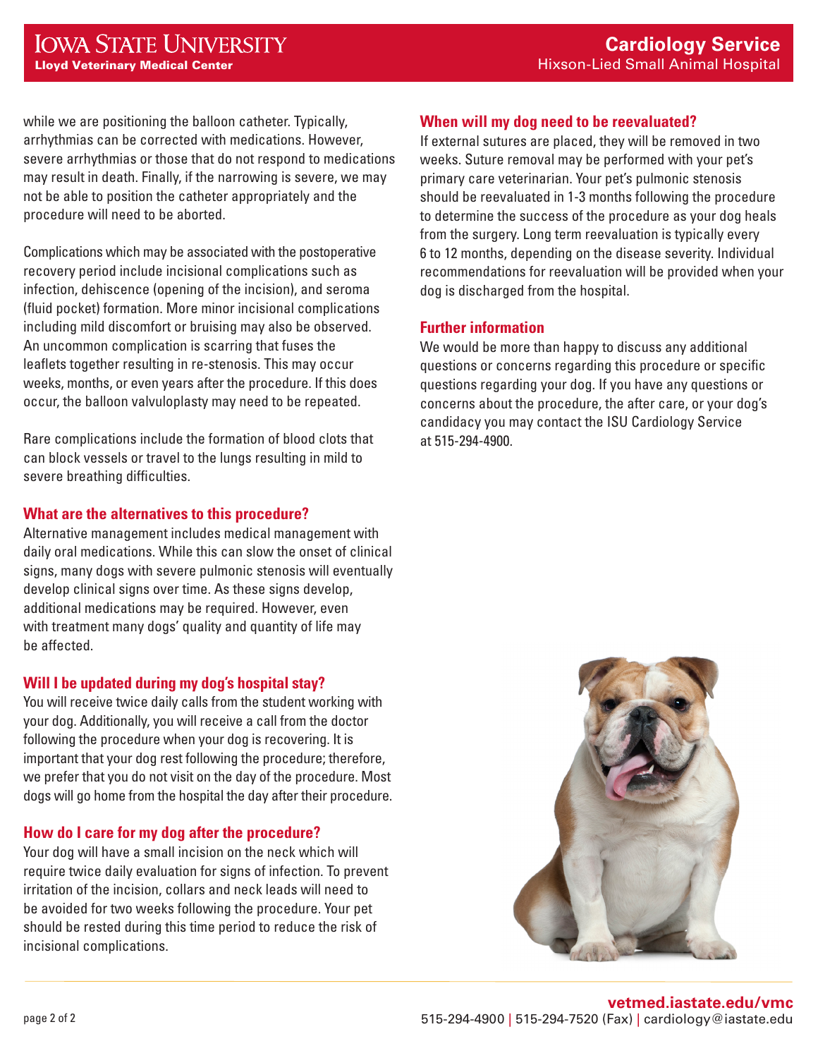while we are positioning the balloon catheter. Typically, arrhythmias can be corrected with medications. However, severe arrhythmias or those that do not respond to medications may result in death. Finally, if the narrowing is severe, we may not be able to position the catheter appropriately and the procedure will need to be aborted.

Complications which may be associated with the postoperative recovery period include incisional complications such as infection, dehiscence (opening of the incision), and seroma (fluid pocket) formation. More minor incisional complications including mild discomfort or bruising may also be observed. An uncommon complication is scarring that fuses the leaflets together resulting in re-stenosis. This may occur weeks, months, or even years after the procedure. If this does occur, the balloon valvuloplasty may need to be repeated.

Rare complications include the formation of blood clots that can block vessels or travel to the lungs resulting in mild to severe breathing difficulties.

## What are the alternatives to this procedure?

Alternative management includes medical management with daily oral medications. While this can slow the onset of clinical signs, many dogs with severe pulmonic stenosis will eventually develop clinical signs over time. As these signs develop, additional medications may be required. However, even with treatment many dogs' quality and quantity of life may be affected.

## Will I be updated during my dog's hospital stay?

You will receive twice daily calls from the student working with your dog. Additionally, you will receive a call from the doctor following the procedure when your dog is recovering. It is important that your dog rest following the procedure; therefore, we prefer that you do not visit on the day of the procedure. Most dogs will go home from the hospital the day after their procedure.

## How do I care for my dog after the procedure?

Your dog will have a small incision on the neck which will require twice daily evaluation for signs of infection. To prevent irritation of the incision, collars and neck leads will need to be avoided for two weeks following the procedure. Your pet should be rested during this time period to reduce the risk of incisional complications.

## When will my dog need to be reevaluated?

If external sutures are placed, they will be removed in two weeks. Suture removal may be performed with your pet's primary care veterinarian. Your pet's pulmonic stenosis should be reevaluated in 1-3 months following the procedure to determine the success of the procedure as your dog heals from the surgery. Long term reevaluation is typically every 6 to 12 months, depending on the disease severity. Individual recommendations for reevaluation will be provided when your dog is discharged from the hospital.

## Further information

We would be more than happy to discuss any additional questions or concerns regarding this procedure or specific questions regarding your dog. If you have any questions or concerns about the procedure, the after care, or your dog's candidacy you may contact the ISU Cardiology Service at 515-294-4900.